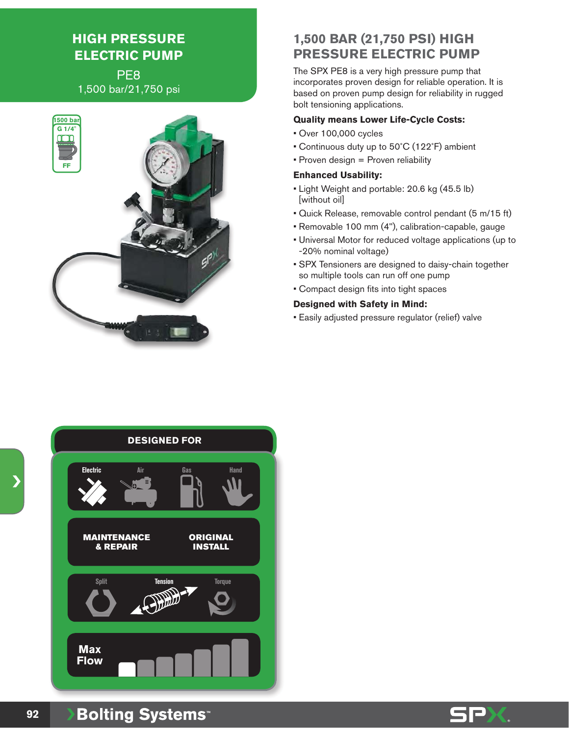# HIGH PRESSURE ELECTRIC PUMP

PE8

1,500 bar/21,750 psi

1500 bar

G 1/4"

FF

## 1,500 BAR (21,750 PSI) HIGH PRESSURE ELECTRIC PUMP

The SPX PE8 is a very high pressure pump that incorporates proven design for reliable operation. It is based on proven pump design for reliability in rugged bolt tensioning applications.

**Quality means Lower Life-Cycle Costs:**

- Over 100,000 cycles
- Continuous duty up to 50˚C (122˚F) ambient
- Proven design = Proven reliability

**Enhanced Usability:**

- Light Weight and portable: 20.6 kg (45.5 lb) [without oil]
- Quick Release, removable control pendant (5 m/15 ft)
- Removable 100 mm (4"), calibration-capable, gauge
- Universal Motor for reduced voltage applications (up to -20% nominal voltage)
- SPX Tensioners are designed to daisy-chain together so multiple tools can run off one pump
- Compact design fits into tight spaces

**Designed with Safety in Mind:**

- Easily adjusted pressure regulator (relief) valve

**DESIGNED FOR**

Electric | Air | Gas | Hand

MAINTENANCE & REPAIR | ORIGINAL INSTALL

Split | Tension | Torque

Max Flow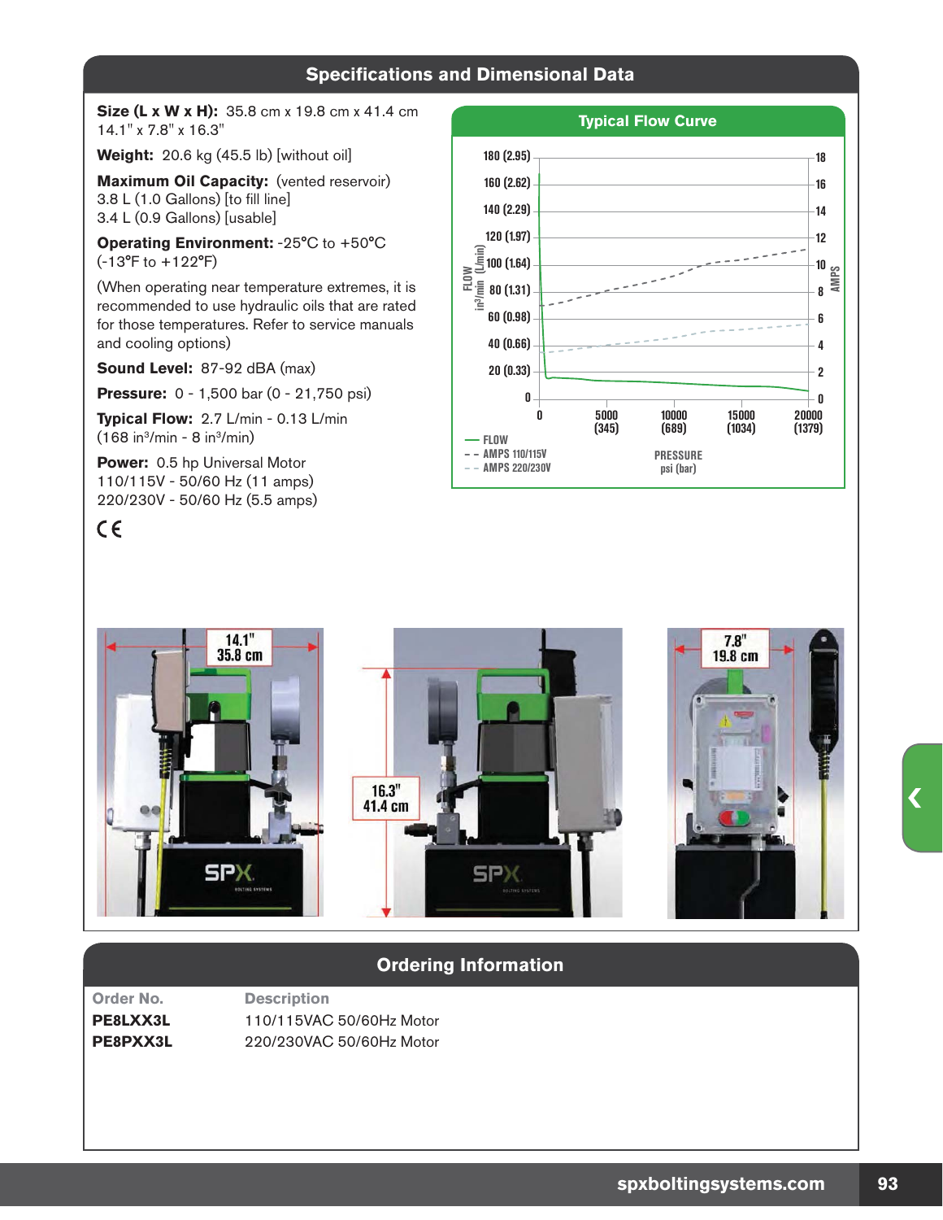## Specifications and Dimensional Data

**Size (L x W x H):** 35.8 cm x 19.8 cm x 41.4 cm
14.1" x 7.8" x 16.3"

**Weight:** 20.6 kg (45.5 lb) [without oil]

**Maximum Oil Capacity:** (vented reservoir)
3.8 L (1.0 Gallons) [to fill line]
3.4 L (0.9 Gallons) [usable]

**Operating Environment:** -25°C to +50°C
(-13°F to +122°F)

(When operating near temperature extremes, it is recommended to use hydraulic oils that are rated for those temperatures. Refer to service manuals and cooling options)

**Sound Level:** 87-92 dBA (max)

**Pressure:** 0 - 1,500 bar (0 - 21,750 psi)

**Typical Flow:** 2.7 L/min - 0.13 L/min
(168 in³/min - 8 in³/min)

**Power:** 0.5 hp Universal Motor
110/115V - 50/60 Hz (11 amps)
220/230V - 50/60 Hz (5.5 amps)

CE

### Typical Flow Curve

FLOW in³/min (L/min)
180 (2.95)
160 (2.62)
140 (2.29)
120 (1.97)
100 (1.64)
80 (1.31)
60 (0.98)
40 (0.66)
20 (0.33)
0

AMPS
18
16
14
12
10
8
6
4
2
0

PRESSURE psi (bar)
0
5000 (345)
10000 (689)
15000 (1034)
20000 (1379)

— FLOW
- - AMPS 110/115V
- - AMPS 220/230V

14.1"
35.8 cm

16.3"
41.4 cm

7.8"
19.8 cm

## Ordering Information

| Order No. | Description |
|---|---|
| **PE8LXX3L** | 110/115VAC 50/60Hz Motor |
| **PE8PXX3L** | 220/230VAC 50/60Hz Motor |

spxboltingsystems.com